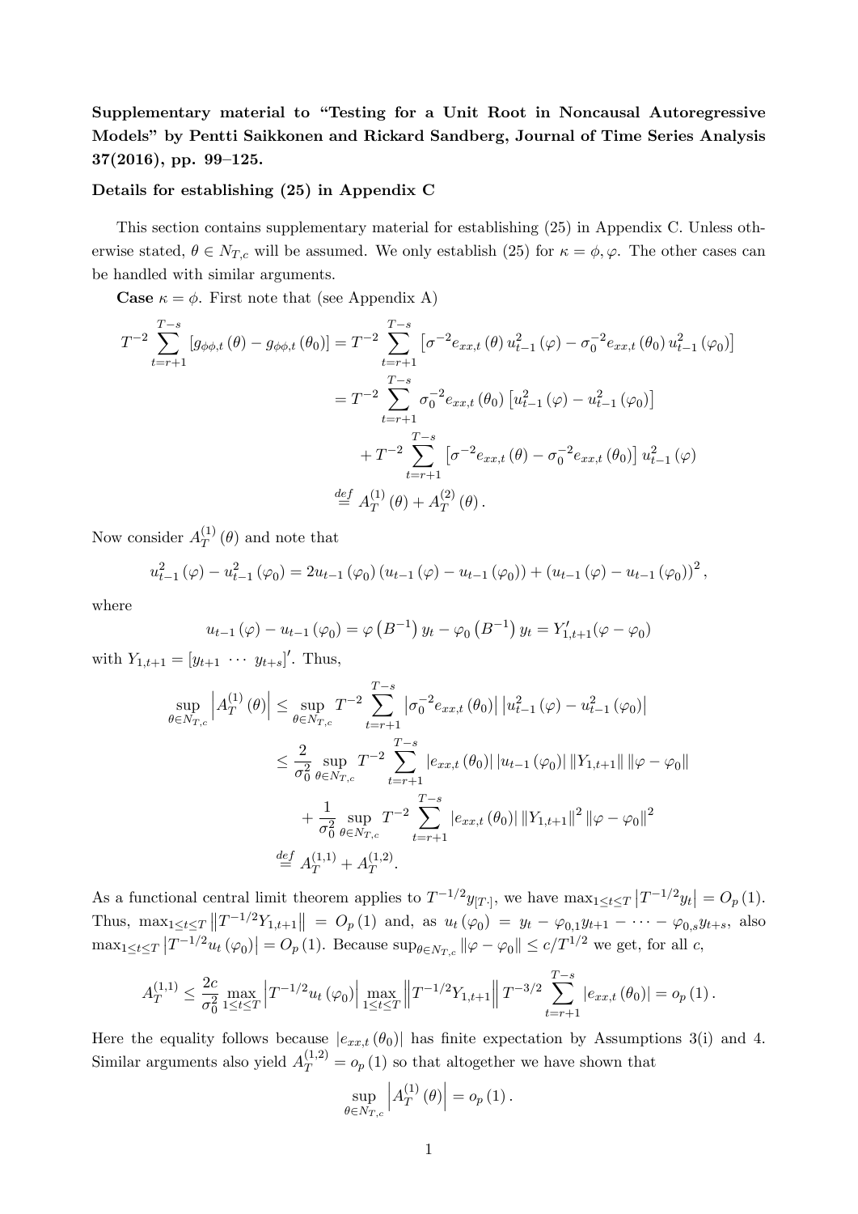**Supplementary material to "Testing for a Unit Root in Noncausal Autoregressive Models" by Pentti Saikkonen and Rickard Sandberg, Journal of Time Series Analysis 37(2016), pp. 99–125.**

**Details for establishing (25) in Appendix C**

This section contains supplementary material for establishing (25) in Appendix C. Unless otherwise stated, $\theta \in N_{T,c}$ will be assumed. We only establish (25) for $\kappa = \phi, \varphi$. The other cases can be handled with similar arguments.

**Case** $\kappa = \phi$. First note that (see Appendix A)

$$
\begin{aligned}
T^{-2}\sum_{t=r+1}^{T-s}\left[g_{\phi\phi,t}(\theta) - g_{\phi\phi,t}(\theta_0)\right] &= T^{-2}\sum_{t=r+1}^{T-s}\left[\sigma^{-2}e_{xx,t}(\theta)\,u_{t-1}^2(\varphi) - \sigma_0^{-2}e_{xx,t}(\theta_0)\,u_{t-1}^2(\varphi_0)\right] \\
&= T^{-2}\sum_{t=r+1}^{T-s}\sigma_0^{-2}e_{xx,t}(\theta_0)\left[u_{t-1}^2(\varphi) - u_{t-1}^2(\varphi_0)\right] \\
&\quad + T^{-2}\sum_{t=r+1}^{T-s}\left[\sigma^{-2}e_{xx,t}(\theta) - \sigma_0^{-2}e_{xx,t}(\theta_0)\right]u_{t-1}^2(\varphi) \\
&\overset{def}{=} A_T^{(1)}(\theta) + A_T^{(2)}(\theta).
\end{aligned}
$$

Now consider $A_T^{(1)}(\theta)$ and note that

$$
u_{t-1}^2(\varphi) - u_{t-1}^2(\varphi_0) = 2u_{t-1}(\varphi_0)\left(u_{t-1}(\varphi) - u_{t-1}(\varphi_0)\right) + \left(u_{t-1}(\varphi) - u_{t-1}(\varphi_0)\right)^2,
$$

where

$$
u_{t-1}(\varphi) - u_{t-1}(\varphi_0) = \varphi\left(B^{-1}\right)y_t - \varphi_0\left(B^{-1}\right)y_t = Y_{1,t+1}'(\varphi - \varphi_0)
$$

with $Y_{1,t+1} = [y_{t+1} \ \cdots \ y_{t+s}]'$. Thus,

$$
\begin{aligned}
\sup_{\theta\in N_{T,c}}\left|A_T^{(1)}(\theta)\right| &\leq \sup_{\theta\in N_{T,c}} T^{-2}\sum_{t=r+1}^{T-s}\left|\sigma_0^{-2}e_{xx,t}(\theta_0)\right|\left|u_{t-1}^2(\varphi) - u_{t-1}^2(\varphi_0)\right| \\
&\leq \frac{2}{\sigma_0^2}\sup_{\theta\in N_{T,c}} T^{-2}\sum_{t=r+1}^{T-s}\left|e_{xx,t}(\theta_0)\right|\left|u_{t-1}(\varphi_0)\right|\left\|Y_{1,t+1}\right\|\left\|\varphi - \varphi_0\right\| \\
&\quad + \frac{1}{\sigma_0^2}\sup_{\theta\in N_{T,c}} T^{-2}\sum_{t=r+1}^{T-s}\left|e_{xx,t}(\theta_0)\right|\left\|Y_{1,t+1}\right\|^2\left\|\varphi - \varphi_0\right\|^2 \\
&\overset{def}{=} A_T^{(1,1)} + A_T^{(1,2)}.
\end{aligned}
$$

As a functional central limit theorem applies to $T^{-1/2}y_{[T\cdot]}$, we have $\max_{1\leq t\leq T}\left|T^{-1/2}y_t\right| = O_p(1)$. Thus, $\max_{1\leq t\leq T}\left\|T^{-1/2}Y_{1,t+1}\right\| = O_p(1)$ and, as $u_t(\varphi_0) = y_t - \varphi_{0,1}y_{t+1} - \cdots - \varphi_{0,s}y_{t+s}$, also $\max_{1\leq t\leq T}\left|T^{-1/2}u_t(\varphi_0)\right| = O_p(1)$. Because $\sup_{\theta\in N_{T,c}}\left\|\varphi - \varphi_0\right\| \leq c/T^{1/2}$ we get, for all $c$,

$$
A_T^{(1,1)} \leq \frac{2c}{\sigma_0^2}\max_{1\leq t\leq T}\left|T^{-1/2}u_t(\varphi_0)\right|\max_{1\leq t\leq T}\left\|T^{-1/2}Y_{1,t+1}\right\|T^{-3/2}\sum_{t=r+1}^{T-s}\left|e_{xx,t}(\theta_0)\right| = o_p(1).
$$

Here the equality follows because $\left|e_{xx,t}(\theta_0)\right|$ has finite expectation by Assumptions 3(i) and 4. Similar arguments also yield $A_T^{(1,2)} = o_p(1)$ so that altogether we have shown that

$$
\sup_{\theta\in N_{T,c}}\left|A_T^{(1)}(\theta)\right| = o_p(1).
$$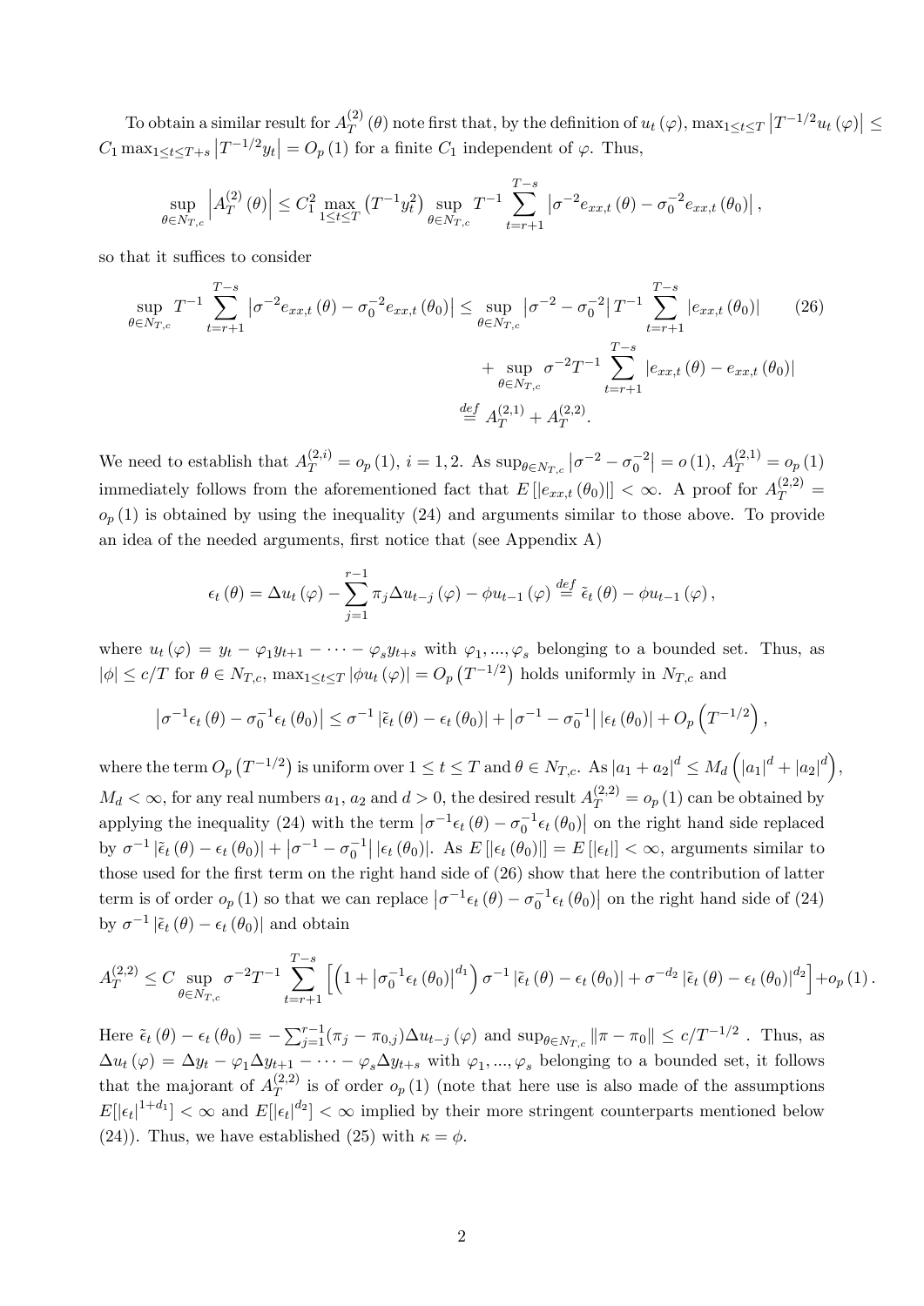To obtain a similar result for $A_T^{(2)}(\theta)$ note first that, by the definition of $u_t(\varphi)$, $\max_{1\le t\le T}\left|T^{-1/2}u_t(\varphi)\right| \le C_1 \max_{1\le t\le T+s}\left|T^{-1/2}y_t\right| = O_p(1)$ for a finite $C_1$ independent of $\varphi$. Thus,

$$\sup_{\theta\in N_{T,c}}\left|A_T^{(2)}(\theta)\right| \le C_1^2 \max_{1\le t\le T}\left(T^{-1}y_t^2\right) \sup_{\theta\in N_{T,c}} T^{-1}\sum_{t=r+1}^{T-s}\left|\sigma^{-2}e_{xx,t}(\theta)-\sigma_0^{-2}e_{xx,t}(\theta_0)\right|,$$

so that it suffices to consider

$$\begin{aligned}\sup_{\theta\in N_{T,c}} T^{-1}\sum_{t=r+1}^{T-s}\left|\sigma^{-2}e_{xx,t}(\theta)-\sigma_0^{-2}e_{xx,t}(\theta_0)\right| &\le \sup_{\theta\in N_{T,c}}\left|\sigma^{-2}-\sigma_0^{-2}\right| T^{-1}\sum_{t=r+1}^{T-s}\left|e_{xx,t}(\theta_0)\right| \qquad (26)\\ &\quad + \sup_{\theta\in N_{T,c}} \sigma^{-2}T^{-1}\sum_{t=r+1}^{T-s}\left|e_{xx,t}(\theta)-e_{xx,t}(\theta_0)\right| \\ &\overset{def}{=} A_T^{(2,1)} + A_T^{(2,2)}.\end{aligned}$$

We need to establish that $A_T^{(2,i)} = o_p(1)$, $i=1,2$. As $\sup_{\theta\in N_{T,c}}\left|\sigma^{-2}-\sigma_0^{-2}\right| = o(1)$, $A_T^{(2,1)} = o_p(1)$ immediately follows from the aforementioned fact that $E\left[\left|e_{xx,t}(\theta_0)\right|\right] < \infty$. A proof for $A_T^{(2,2)} = o_p(1)$ is obtained by using the inequality (24) and arguments similar to those above. To provide an idea of the needed arguments, first notice that (see Appendix A)

$$\epsilon_t(\theta) = \Delta u_t(\varphi) - \sum_{j=1}^{r-1}\pi_j \Delta u_{t-j}(\varphi) - \phi u_{t-1}(\varphi) \overset{def}{=} \tilde{\epsilon}_t(\theta) - \phi u_{t-1}(\varphi),$$

where $u_t(\varphi) = y_t - \varphi_1 y_{t+1} - \cdots - \varphi_s y_{t+s}$ with $\varphi_1,...,\varphi_s$ belonging to a bounded set. Thus, as $|\phi| \le c/T$ for $\theta\in N_{T,c}$, $\max_{1\le t\le T}|\phi u_t(\varphi)| = O_p\left(T^{-1/2}\right)$ holds uniformly in $N_{T,c}$ and

$$\left|\sigma^{-1}\epsilon_t(\theta) - \sigma_0^{-1}\epsilon_t(\theta_0)\right| \le \sigma^{-1}\left|\tilde{\epsilon}_t(\theta)-\epsilon_t(\theta_0)\right| + \left|\sigma^{-1}-\sigma_0^{-1}\right|\left|\epsilon_t(\theta_0)\right| + O_p\left(T^{-1/2}\right),$$

where the term $O_p\left(T^{-1/2}\right)$ is uniform over $1\le t\le T$ and $\theta\in N_{T,c}$. As $|a_1+a_2|^d \le M_d\left(|a_1|^d + |a_2|^d\right)$, $M_d<\infty$, for any real numbers $a_1$, $a_2$ and $d>0$, the desired result $A_T^{(2,2)} = o_p(1)$ can be obtained by applying the inequality (24) with the term $\left|\sigma^{-1}\epsilon_t(\theta)-\sigma_0^{-1}\epsilon_t(\theta_0)\right|$ on the right hand side replaced by $\sigma^{-1}\left|\tilde{\epsilon}_t(\theta)-\epsilon_t(\theta_0)\right| + \left|\sigma^{-1}-\sigma_0^{-1}\right|\left|\epsilon_t(\theta_0)\right|$. As $E\left[\left|\epsilon_t(\theta_0)\right|\right] = E\left[\left|\epsilon_t\right|\right] < \infty$, arguments similar to those used for the first term on the right hand side of (26) show that here the contribution of latter term is of order $o_p(1)$ so that we can replace $\left|\sigma^{-1}\epsilon_t(\theta)-\sigma_0^{-1}\epsilon_t(\theta_0)\right|$ on the right hand side of (24) by $\sigma^{-1}\left|\tilde{\epsilon}_t(\theta)-\epsilon_t(\theta_0)\right|$ and obtain

$$A_T^{(2,2)} \le C\sup_{\theta\in N_{T,c}}\sigma^{-2}T^{-1}\sum_{t=r+1}^{T-s}\left[\left(1+\left|\sigma_0^{-1}\epsilon_t(\theta_0)\right|^{d_1}\right)\sigma^{-1}\left|\tilde{\epsilon}_t(\theta)-\epsilon_t(\theta_0)\right| + \sigma^{-d_2}\left|\tilde{\epsilon}_t(\theta)-\epsilon_t(\theta_0)\right|^{d_2}\right] + o_p(1).$$

Here $\tilde{\epsilon}_t(\theta)-\epsilon_t(\theta_0) = -\sum_{j=1}^{r-1}(\pi_j - \pi_{0,j})\Delta u_{t-j}(\varphi)$ and $\sup_{\theta\in N_{T,c}}\|\pi-\pi_0\| \le c/T^{-1/2}$ . Thus, as $\Delta u_t(\varphi) = \Delta y_t - \varphi_1\Delta y_{t+1} - \cdots - \varphi_s\Delta y_{t+s}$ with $\varphi_1,...,\varphi_s$ belonging to a bounded set, it follows that the majorant of $A_T^{(2,2)}$ is of order $o_p(1)$ (note that here use is also made of the assumptions $E[|\epsilon_t|^{1+d_1}] < \infty$ and $E[|\epsilon_t|^{d_2}] < \infty$ implied by their more stringent counterparts mentioned below (24)). Thus, we have established (25) with $\kappa = \phi$.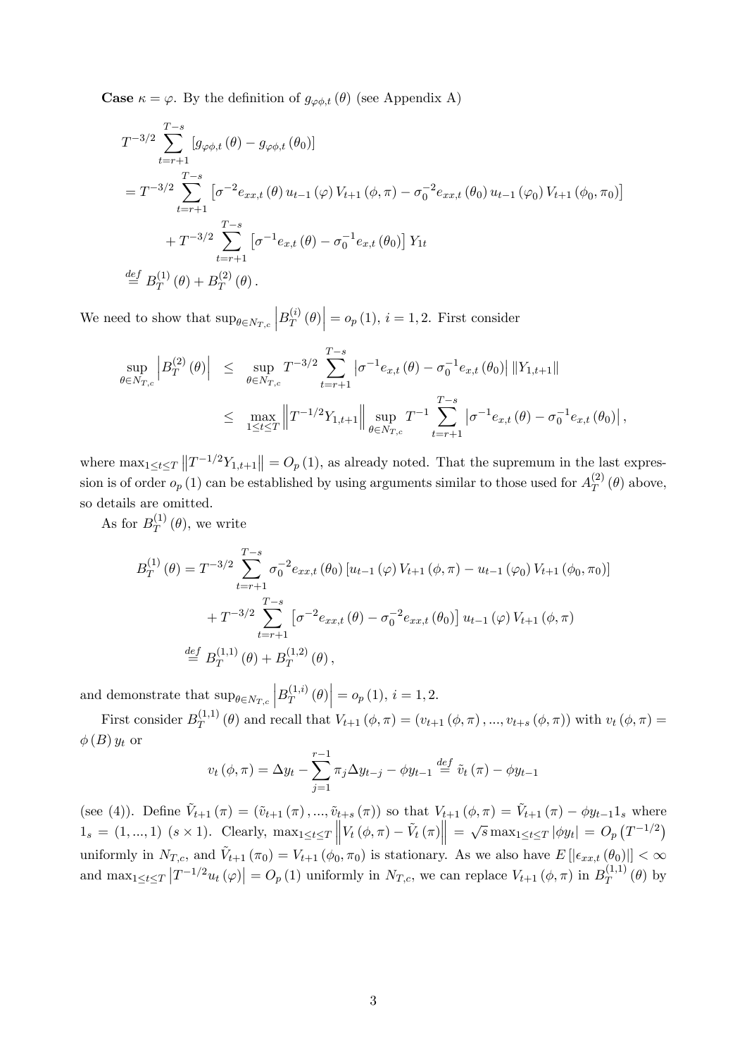**Case** $\kappa = \varphi$. By the definition of $g_{\varphi\phi,t}(\theta)$ (see Appendix A)

$$
\begin{aligned}
& T^{-3/2} \sum_{t=r+1}^{T-s} \left[ g_{\varphi\phi,t}(\theta) - g_{\varphi\phi,t}(\theta_0) \right] \\
&= T^{-3/2} \sum_{t=r+1}^{T-s} \left[ \sigma^{-2} e_{xx,t}(\theta) u_{t-1}(\varphi) V_{t+1}(\phi,\pi) - \sigma_0^{-2} e_{xx,t}(\theta_0) u_{t-1}(\varphi_0) V_{t+1}(\phi_0,\pi_0) \right] \\
&\quad + T^{-3/2} \sum_{t=r+1}^{T-s} \left[ \sigma^{-1} e_{x,t}(\theta) - \sigma_0^{-1} e_{x,t}(\theta_0) \right] Y_{1t} \\
&\overset{def}{=} B_T^{(1)}(\theta) + B_T^{(2)}(\theta).
\end{aligned}
$$

We need to show that $\sup_{\theta \in N_{T,c}} \left| B_T^{(i)}(\theta) \right| = o_p(1)$, $i = 1, 2$. First consider

$$
\begin{aligned}
\sup_{\theta \in N_{T,c}} \left| B_T^{(2)}(\theta) \right| &\leq \sup_{\theta \in N_{T,c}} T^{-3/2} \sum_{t=r+1}^{T-s} \left| \sigma^{-1} e_{x,t}(\theta) - \sigma_0^{-1} e_{x,t}(\theta_0) \right| \left\| Y_{1,t+1} \right\| \\
&\leq \max_{1 \leq t \leq T} \left\| T^{-1/2} Y_{1,t+1} \right\| \sup_{\theta \in N_{T,c}} T^{-1} \sum_{t=r+1}^{T-s} \left| \sigma^{-1} e_{x,t}(\theta) - \sigma_0^{-1} e_{x,t}(\theta_0) \right|,
\end{aligned}
$$

where $\max_{1 \leq t \leq T} \left\| T^{-1/2} Y_{1,t+1} \right\| = O_p(1)$, as already noted. That the supremum in the last expression is of order $o_p(1)$ can be established by using arguments similar to those used for $A_T^{(2)}(\theta)$ above, so details are omitted.

As for $B_T^{(1)}(\theta)$, we write

$$
\begin{aligned}
B_T^{(1)}(\theta) &= T^{-3/2} \sum_{t=r+1}^{T-s} \sigma_0^{-2} e_{xx,t}(\theta_0) \left[ u_{t-1}(\varphi) V_{t+1}(\phi,\pi) - u_{t-1}(\varphi_0) V_{t+1}(\phi_0,\pi_0) \right] \\
&\quad + T^{-3/2} \sum_{t=r+1}^{T-s} \left[ \sigma^{-2} e_{xx,t}(\theta) - \sigma_0^{-2} e_{xx,t}(\theta_0) \right] u_{t-1}(\varphi) V_{t+1}(\phi,\pi) \\
&\overset{def}{=} B_T^{(1,1)}(\theta) + B_T^{(1,2)}(\theta),
\end{aligned}
$$

and demonstrate that $\sup_{\theta \in N_{T,c}} \left| B_T^{(1,i)}(\theta) \right| = o_p(1)$, $i = 1, 2$.

First consider $B_T^{(1,1)}(\theta)$ and recall that $V_{t+1}(\phi,\pi) = (v_{t+1}(\phi,\pi), ..., v_{t+s}(\phi,\pi))$ with $v_t(\phi,\pi) = \phi(B) y_t$ or

$$
v_t(\phi,\pi) = \Delta y_t - \sum_{j=1}^{r-1} \pi_j \Delta y_{t-j} - \phi y_{t-1} \overset{def}{=} \tilde{v}_t(\pi) - \phi y_{t-1}
$$

(see (4)). Define $\tilde{V}_{t+1}(\pi) = (\tilde{v}_{t+1}(\pi), ..., \tilde{v}_{t+s}(\pi))$ so that $V_{t+1}(\phi,\pi) = \tilde{V}_{t+1}(\pi) - \phi y_{t-1} 1_s$ where $1_s = (1, ..., 1)$ $(s \times 1)$. Clearly, $\max_{1 \leq t \leq T} \left\| V_t(\phi,\pi) - \tilde{V}_t(\pi) \right\| = \sqrt{s} \max_{1 \leq t \leq T} |\phi y_t| = O_p(T^{-1/2})$ uniformly in $N_{T,c}$, and $\tilde{V}_{t+1}(\pi_0) = V_{t+1}(\phi_0,\pi_0)$ is stationary. As we also have $E\left[|\epsilon_{xx,t}(\theta_0)|\right] < \infty$ and $\max_{1 \leq t \leq T} \left| T^{-1/2} u_t(\varphi) \right| = O_p(1)$ uniformly in $N_{T,c}$, we can replace $V_{t+1}(\phi,\pi)$ in $B_T^{(1,1)}(\theta)$ by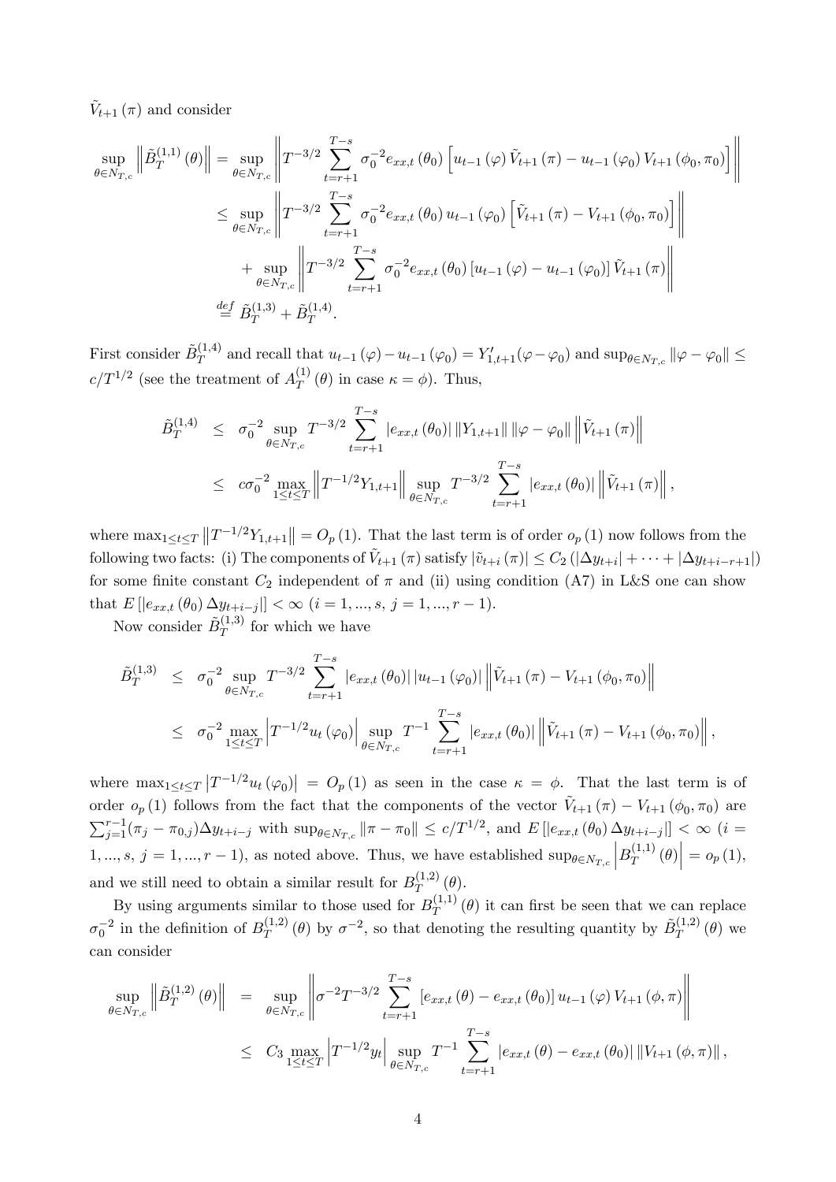$\tilde{V}_{t+1}(\pi)$ and consider

$$
\begin{aligned}
\sup_{\theta\in N_{T,c}}\left\|\tilde{B}_T^{(1,1)}(\theta)\right\| &= \sup_{\theta\in N_{T,c}}\left\|T^{-3/2}\sum_{t=r+1}^{T-s}\sigma_0^{-2}e_{xx,t}(\theta_0)\left[u_{t-1}(\varphi)\tilde{V}_{t+1}(\pi)-u_{t-1}(\varphi_0)V_{t+1}(\phi_0,\pi_0)\right]\right\| \\
&\leq \sup_{\theta\in N_{T,c}}\left\|T^{-3/2}\sum_{t=r+1}^{T-s}\sigma_0^{-2}e_{xx,t}(\theta_0)u_{t-1}(\varphi_0)\left[\tilde{V}_{t+1}(\pi)-V_{t+1}(\phi_0,\pi_0)\right]\right\| \\
&\quad + \sup_{\theta\in N_{T,c}}\left\|T^{-3/2}\sum_{t=r+1}^{T-s}\sigma_0^{-2}e_{xx,t}(\theta_0)\left[u_{t-1}(\varphi)-u_{t-1}(\varphi_0)\right]\tilde{V}_{t+1}(\pi)\right\| \\
&\overset{def}{=} \tilde{B}_T^{(1,3)}+\tilde{B}_T^{(1,4)}.
\end{aligned}
$$

First consider $\tilde{B}_T^{(1,4)}$ and recall that $u_{t-1}(\varphi)-u_{t-1}(\varphi_0)=Y_{1,t+1}'(\varphi-\varphi_0)$ and $\sup_{\theta\in N_{T,c}}\|\varphi-\varphi_0\|\leq c/T^{1/2}$ (see the treatment of $A_T^{(1)}(\theta)$ in case $\kappa=\phi$). Thus,

$$
\begin{aligned}
\tilde{B}_T^{(1,4)} &\leq \sigma_0^{-2}\sup_{\theta\in N_{T,c}}T^{-3/2}\sum_{t=r+1}^{T-s}|e_{xx,t}(\theta_0)|\,\|Y_{1,t+1}\|\,\|\varphi-\varphi_0\|\left\|\tilde{V}_{t+1}(\pi)\right\| \\
&\leq c\sigma_0^{-2}\max_{1\leq t\leq T}\left\|T^{-1/2}Y_{1,t+1}\right\|\sup_{\theta\in N_{T,c}}T^{-3/2}\sum_{t=r+1}^{T-s}|e_{xx,t}(\theta_0)|\left\|\tilde{V}_{t+1}(\pi)\right\|,
\end{aligned}
$$

where $\max_{1\leq t\leq T}\left\|T^{-1/2}Y_{1,t+1}\right\|=O_p(1)$. That the last term is of order $o_p(1)$ now follows from the following two facts: (i) The components of $\tilde{V}_{t+1}(\pi)$ satisfy $|\tilde{v}_{t+i}(\pi)|\leq C_2(|\Delta y_{t+i}|+\cdots+|\Delta y_{t+i-r+1}|)$ for some finite constant $C_2$ independent of $\pi$ and (ii) using condition (A7) in L&S one can show that $E\left[|e_{xx,t}(\theta_0)\Delta y_{t+i-j}|\right]<\infty$ $(i=1,...,s,\ j=1,...,r-1)$.

Now consider $\tilde{B}_T^{(1,3)}$ for which we have

$$
\begin{aligned}
\tilde{B}_T^{(1,3)} &\leq \sigma_0^{-2}\sup_{\theta\in N_{T,c}}T^{-3/2}\sum_{t=r+1}^{T-s}|e_{xx,t}(\theta_0)|\,|u_{t-1}(\varphi_0)|\left\|\tilde{V}_{t+1}(\pi)-V_{t+1}(\phi_0,\pi_0)\right\| \\
&\leq \sigma_0^{-2}\max_{1\leq t\leq T}\left|T^{-1/2}u_t(\varphi_0)\right|\sup_{\theta\in N_{T,c}}T^{-1}\sum_{t=r+1}^{T-s}|e_{xx,t}(\theta_0)|\left\|\tilde{V}_{t+1}(\pi)-V_{t+1}(\phi_0,\pi_0)\right\|,
\end{aligned}
$$

where $\max_{1\leq t\leq T}\left|T^{-1/2}u_t(\varphi_0)\right|=O_p(1)$ as seen in the case $\kappa=\phi$. That the last term is of order $o_p(1)$ follows from the fact that the components of the vector $\tilde{V}_{t+1}(\pi)-V_{t+1}(\phi_0,\pi_0)$ are $\sum_{j=1}^{r-1}(\pi_j-\pi_{0,j})\Delta y_{t+i-j}$ with $\sup_{\theta\in N_{T,c}}\|\pi-\pi_0\|\leq c/T^{1/2}$, and $E\left[|e_{xx,t}(\theta_0)\Delta y_{t+i-j}|\right]<\infty$ $(i=1,...,s,\ j=1,...,r-1)$, as noted above. Thus, we have established $\sup_{\theta\in N_{T,c}}\left|B_T^{(1,1)}(\theta)\right|=o_p(1)$, and we still need to obtain a similar result for $B_T^{(1,2)}(\theta)$.

By using arguments similar to those used for $B_T^{(1,1)}(\theta)$ it can first be seen that we can replace $\sigma_0^{-2}$ in the definition of $B_T^{(1,2)}(\theta)$ by $\sigma^{-2}$, so that denoting the resulting quantity by $\tilde{B}_T^{(1,2)}(\theta)$ we can consider

$$
\begin{aligned}
\sup_{\theta\in N_{T,c}}\left\|\tilde{B}_T^{(1,2)}(\theta)\right\| &= \sup_{\theta\in N_{T,c}}\left\|\sigma^{-2}T^{-3/2}\sum_{t=r+1}^{T-s}\left[e_{xx,t}(\theta)-e_{xx,t}(\theta_0)\right]u_{t-1}(\varphi)V_{t+1}(\phi,\pi)\right\| \\
&\leq C_3\max_{1\leq t\leq T}\left|T^{-1/2}y_t\right|\sup_{\theta\in N_{T,c}}T^{-1}\sum_{t=r+1}^{T-s}|e_{xx,t}(\theta)-e_{xx,t}(\theta_0)|\,\|V_{t+1}(\phi,\pi)\|,
\end{aligned}
$$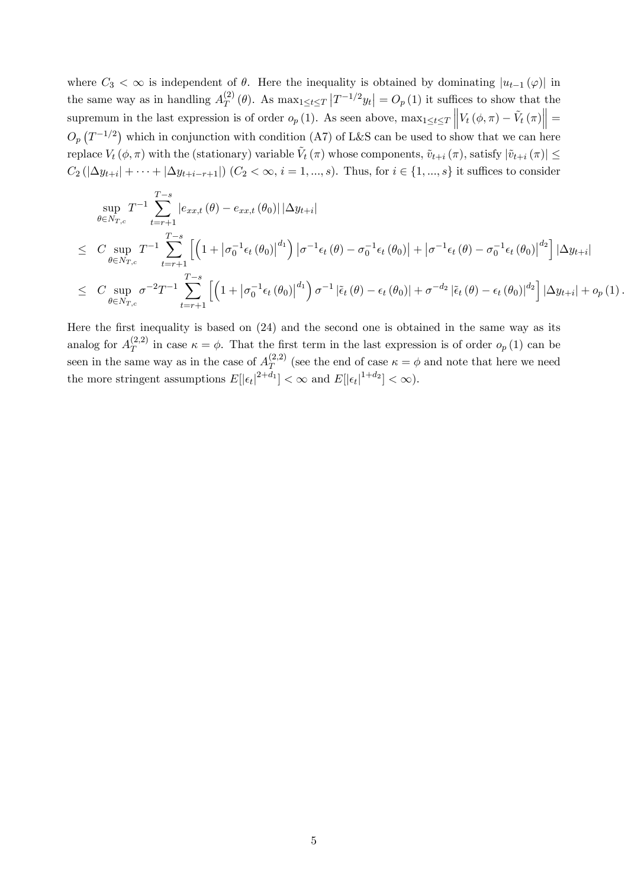where $C_3 < \infty$ is independent of $\theta$. Here the inequality is obtained by dominating $|u_{t-1}(\varphi)|$ in the same way as in handling $A_T^{(2)}(\theta)$. As $\max_{1\leq t\leq T}|T^{-1/2}y_t| = O_p(1)$ it suffices to show that the supremum in the last expression is of order $o_p(1)$. As seen above, $\max_{1\leq t\leq T}\left\|V_t(\phi,\pi) - \tilde{V}_t(\pi)\right\| = O_p\left(T^{-1/2}\right)$ which in conjunction with condition (A7) of L&S can be used to show that we can here replace $V_t(\phi,\pi)$ with the (stationary) variable $\tilde{V}_t(\pi)$ whose components, $\tilde{v}_{t+i}(\pi)$, satisfy $|\tilde{v}_{t+i}(\pi)| \leq C_2(|\Delta y_{t+i}| + \cdots + |\Delta y_{t+i-r+1}|)$ ($C_2 < \infty$, $i = 1,...,s$). Thus, for $i \in \{1,...,s\}$ it suffices to consider

$$
\begin{aligned}
& \sup_{\theta\in N_{T,c}} T^{-1}\sum_{t=r+1}^{T-s} |e_{xx,t}(\theta) - e_{xx,t}(\theta_0)|\,|\Delta y_{t+i}| \\
\leq\; & C \sup_{\theta\in N_{T,c}} T^{-1}\sum_{t=r+1}^{T-s}\left[\left(1+\left|\sigma_0^{-1}\epsilon_t(\theta_0)\right|^{d_1}\right)\left|\sigma^{-1}\epsilon_t(\theta) - \sigma_0^{-1}\epsilon_t(\theta_0)\right| + \left|\sigma^{-1}\epsilon_t(\theta) - \sigma_0^{-1}\epsilon_t(\theta_0)\right|^{d_2}\right]|\Delta y_{t+i}| \\
\leq\; & C \sup_{\theta\in N_{T,c}} \sigma^{-2}T^{-1}\sum_{t=r+1}^{T-s}\left[\left(1+\left|\sigma_0^{-1}\epsilon_t(\theta_0)\right|^{d_1}\right)\sigma^{-1}\left|\tilde{\epsilon}_t(\theta) - \epsilon_t(\theta_0)\right| + \sigma^{-d_2}\left|\tilde{\epsilon}_t(\theta) - \epsilon_t(\theta_0)\right|^{d_2}\right]|\Delta y_{t+i}| + o_p(1).
\end{aligned}
$$

Here the first inequality is based on (24) and the second one is obtained in the same way as its analog for $A_T^{(2,2)}$ in case $\kappa = \phi$. That the first term in the last expression is of order $o_p(1)$ can be seen in the same way as in the case of $A_T^{(2,2)}$ (see the end of case $\kappa = \phi$ and note that here we need the more stringent assumptions $E[|\epsilon_t|^{2+d_1}] < \infty$ and $E[|\epsilon_t|^{1+d_2}] < \infty$).